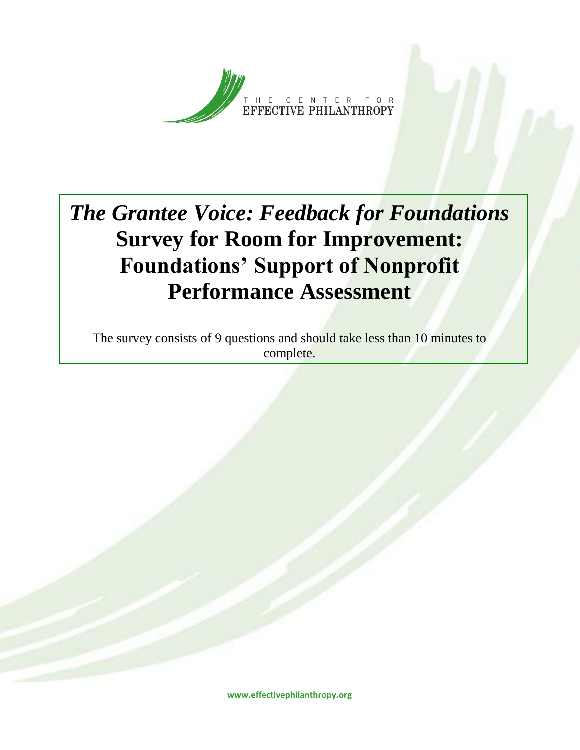THE CENTER FOR
EFFECTIVE PHILANTHROPY

# *The Grantee Voice: Feedback for Foundations* Survey for Room for Improvement: Foundations' Support of Nonprofit Performance Assessment

The survey consists of 9 questions and should take less than 10 minutes to complete.

**www.effectivephilanthropy.org**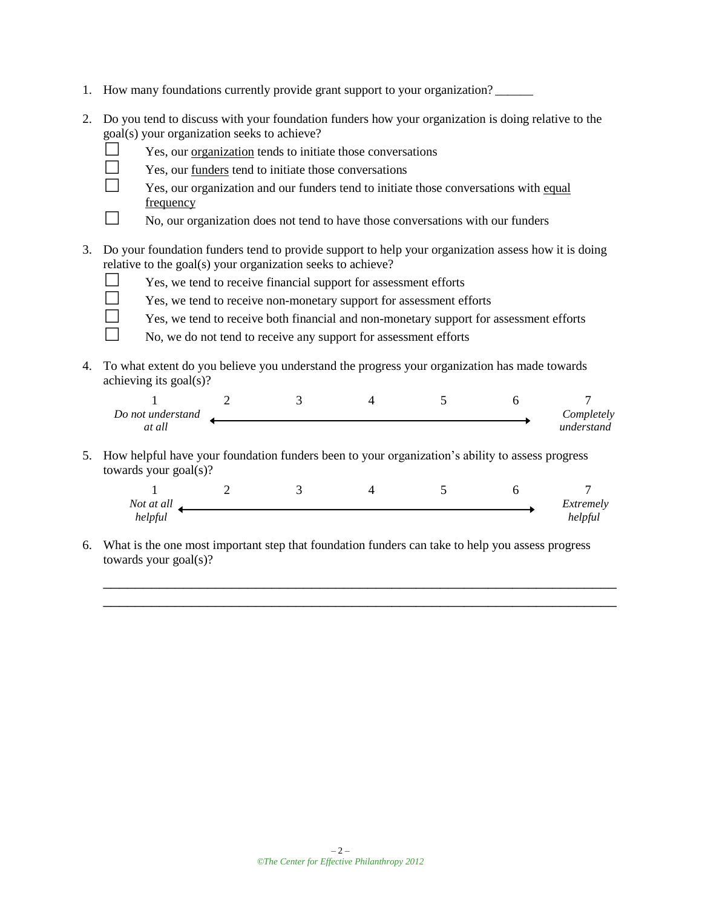1. How many foundations currently provide grant support to your organization? ______

2. Do you tend to discuss with your foundation funders how your organization is doing relative to the goal(s) your organization seeks to achieve?
   - ☐ Yes, our <u>organization</u> tends to initiate those conversations
   - ☐ Yes, our <u>funders</u> tend to initiate those conversations
   - ☐ Yes, our organization and our funders tend to initiate those conversations with <u>equal frequency</u>
   - ☐ No, our organization does not tend to have those conversations with our funders

3. Do your foundation funders tend to provide support to help your organization assess how it is doing relative to the goal(s) your organization seeks to achieve?
   - ☐ Yes, we tend to receive financial support for assessment efforts
   - ☐ Yes, we tend to receive non-monetary support for assessment efforts
   - ☐ Yes, we tend to receive both financial and non-monetary support for assessment efforts
   - ☐ No, we do not tend to receive any support for assessment efforts

4. To what extent do you believe you understand the progress your organization has made towards achieving its goal(s)?

| 1 | 2 | 3 | 4 | 5 | 6 | 7 |
|---|---|---|---|---|---|---|
| *Do not understand at all* | | | | | | *Completely understand* |

5. How helpful have your foundation funders been to your organization's ability to assess progress towards your goal(s)?

| 1 | 2 | 3 | 4 | 5 | 6 | 7 |
|---|---|---|---|---|---|---|
| *Not at all helpful* | | | | | | *Extremely helpful* |

6. What is the one most important step that foundation funders can take to help you assess progress towards your goal(s)?

______________________________________________________________________________

______________________________________________________________________________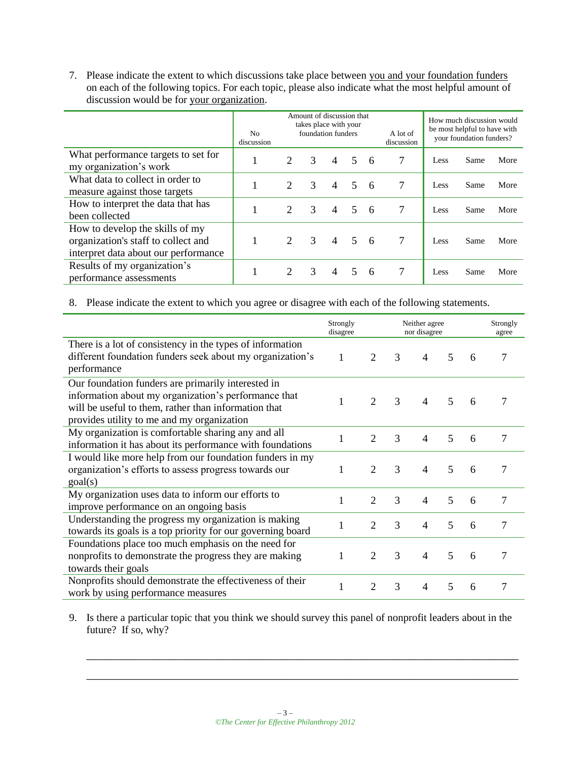7. Please indicate the extent to which discussions take place between <u>you and your foundation funders</u> on each of the following topics. For each topic, please also indicate what the most helpful amount of discussion would be for <u>your organization</u>.

| | No discussion | Amount of discussion that takes place with your foundation funders | | | | | A lot of discussion | How much discussion would be most helpful to have with your foundation funders? | | |
|---|---|---|---|---|---|---|---|---|---|---|
| What performance targets to set for my organization's work | 1 | 2 | 3 | 4 | 5 | 6 | 7 | Less | Same | More |
| What data to collect in order to measure against those targets | 1 | 2 | 3 | 4 | 5 | 6 | 7 | Less | Same | More |
| How to interpret the data that has been collected | 1 | 2 | 3 | 4 | 5 | 6 | 7 | Less | Same | More |
| How to develop the skills of my organization's staff to collect and interpret data about our performance | 1 | 2 | 3 | 4 | 5 | 6 | 7 | Less | Same | More |
| Results of my organization's performance assessments | 1 | 2 | 3 | 4 | 5 | 6 | 7 | Less | Same | More |

8. Please indicate the extent to which you agree or disagree with each of the following statements.

| | Strongly disagree | | | Neither agree nor disagree | | | Strongly agree |
|---|---|---|---|---|---|---|---|
| There is a lot of consistency in the types of information different foundation funders seek about my organization's performance | 1 | 2 | 3 | 4 | 5 | 6 | 7 |
| Our foundation funders are primarily interested in information about my organization's performance that will be useful to them, rather than information that provides utility to me and my organization | 1 | 2 | 3 | 4 | 5 | 6 | 7 |
| My organization is comfortable sharing any and all information it has about its performance with foundations | 1 | 2 | 3 | 4 | 5 | 6 | 7 |
| I would like more help from our foundation funders in my organization's efforts to assess progress towards our goal(s) | 1 | 2 | 3 | 4 | 5 | 6 | 7 |
| My organization uses data to inform our efforts to improve performance on an ongoing basis | 1 | 2 | 3 | 4 | 5 | 6 | 7 |
| Understanding the progress my organization is making towards its goals is a top priority for our governing board | 1 | 2 | 3 | 4 | 5 | 6 | 7 |
| Foundations place too much emphasis on the need for nonprofits to demonstrate the progress they are making towards their goals | 1 | 2 | 3 | 4 | 5 | 6 | 7 |
| Nonprofits should demonstrate the effectiveness of their work by using performance measures | 1 | 2 | 3 | 4 | 5 | 6 | 7 |

9. Is there a particular topic that you think we should survey this panel of nonprofit leaders about in the future? If so, why?

_______________________________________________________________________________

_______________________________________________________________________________

*©The Center for Effective Philanthropy 2012*